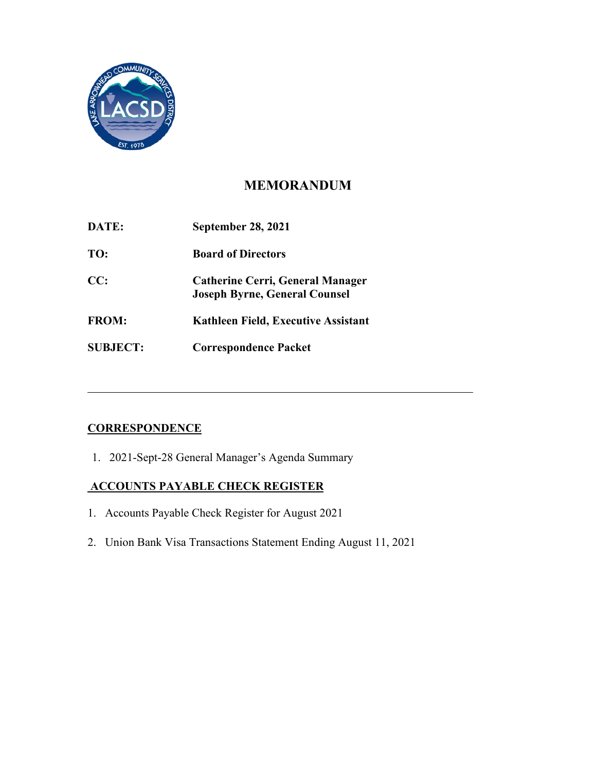# MEMORANDUM

**DATE:** September 28, 2021

**TO:** Board of Directors

**CC:** Catherine Cerri, General Manager
Joseph Byrne, General Counsel

**FROM:** Kathleen Field, Executive Assistant

**SUBJECT:** Correspondence Packet

---

## CORRESPONDENCE

1. 2021-Sept-28 General Manager's Agenda Summary

## ACCOUNTS PAYABLE CHECK REGISTER

1. Accounts Payable Check Register for August 2021
2. Union Bank Visa Transactions Statement Ending August 11, 2021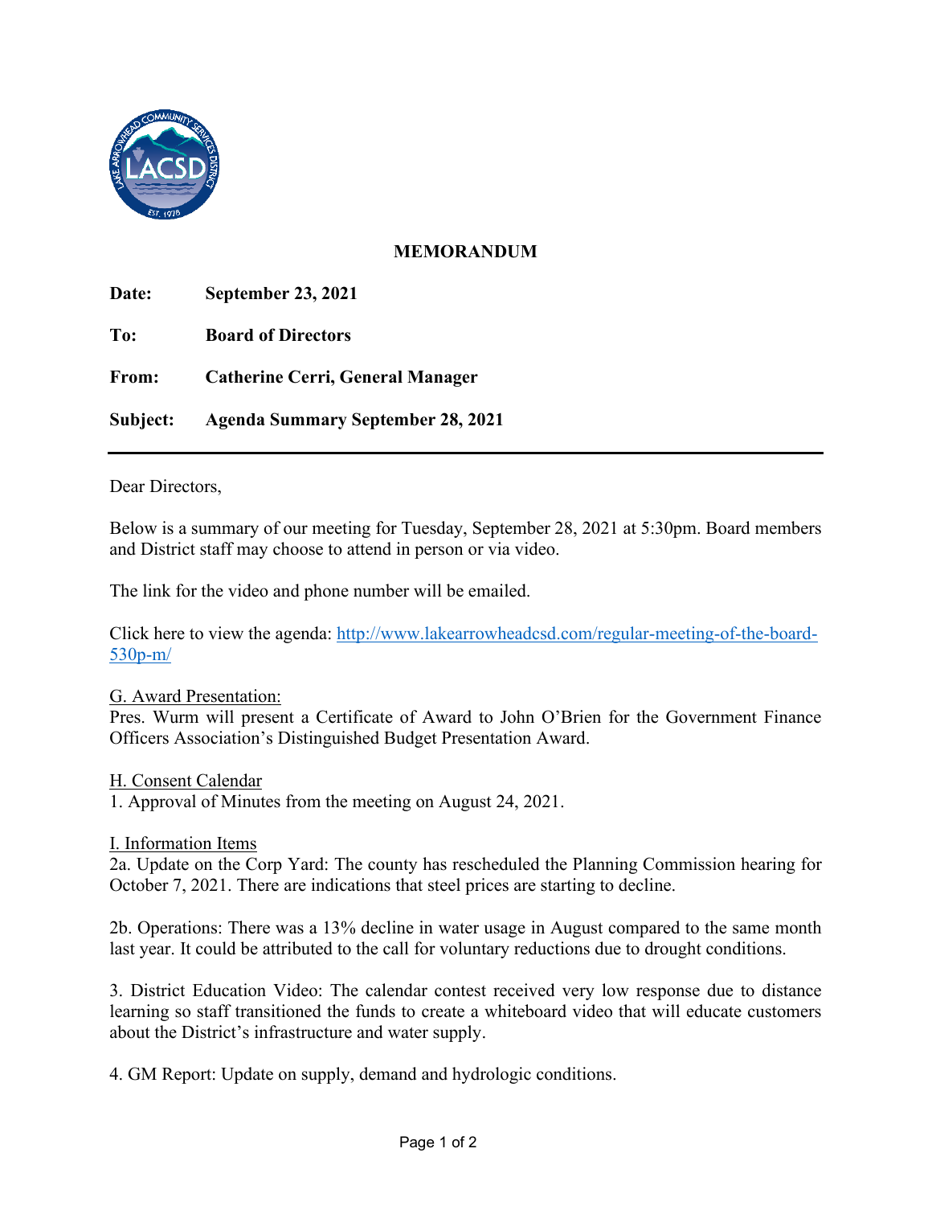**MEMORANDUM**

**Date:** September 23, 2021

**To:** Board of Directors

**From:** Catherine Cerri, General Manager

**Subject:** Agenda Summary September 28, 2021

---

Dear Directors,

Below is a summary of our meeting for Tuesday, September 28, 2021 at 5:30pm. Board members and District staff may choose to attend in person or via video.

The link for the video and phone number will be emailed.

Click here to view the agenda: [http://www.lakearrowheadcsd.com/regular-meeting-of-the-board-530p-m/](http://www.lakearrowheadcsd.com/regular-meeting-of-the-board-530p-m/)

<u>G. Award Presentation:</u>
Pres. Wurm will present a Certificate of Award to John O'Brien for the Government Finance Officers Association's Distinguished Budget Presentation Award.

<u>H. Consent Calendar</u>
1. Approval of Minutes from the meeting on August 24, 2021.

<u>I. Information Items</u>
2a. Update on the Corp Yard: The county has rescheduled the Planning Commission hearing for October 7, 2021. There are indications that steel prices are starting to decline.

2b. Operations: There was a 13% decline in water usage in August compared to the same month last year. It could be attributed to the call for voluntary reductions due to drought conditions.

3. District Education Video: The calendar contest received very low response due to distance learning so staff transitioned the funds to create a whiteboard video that will educate customers about the District's infrastructure and water supply.

4. GM Report: Update on supply, demand and hydrologic conditions.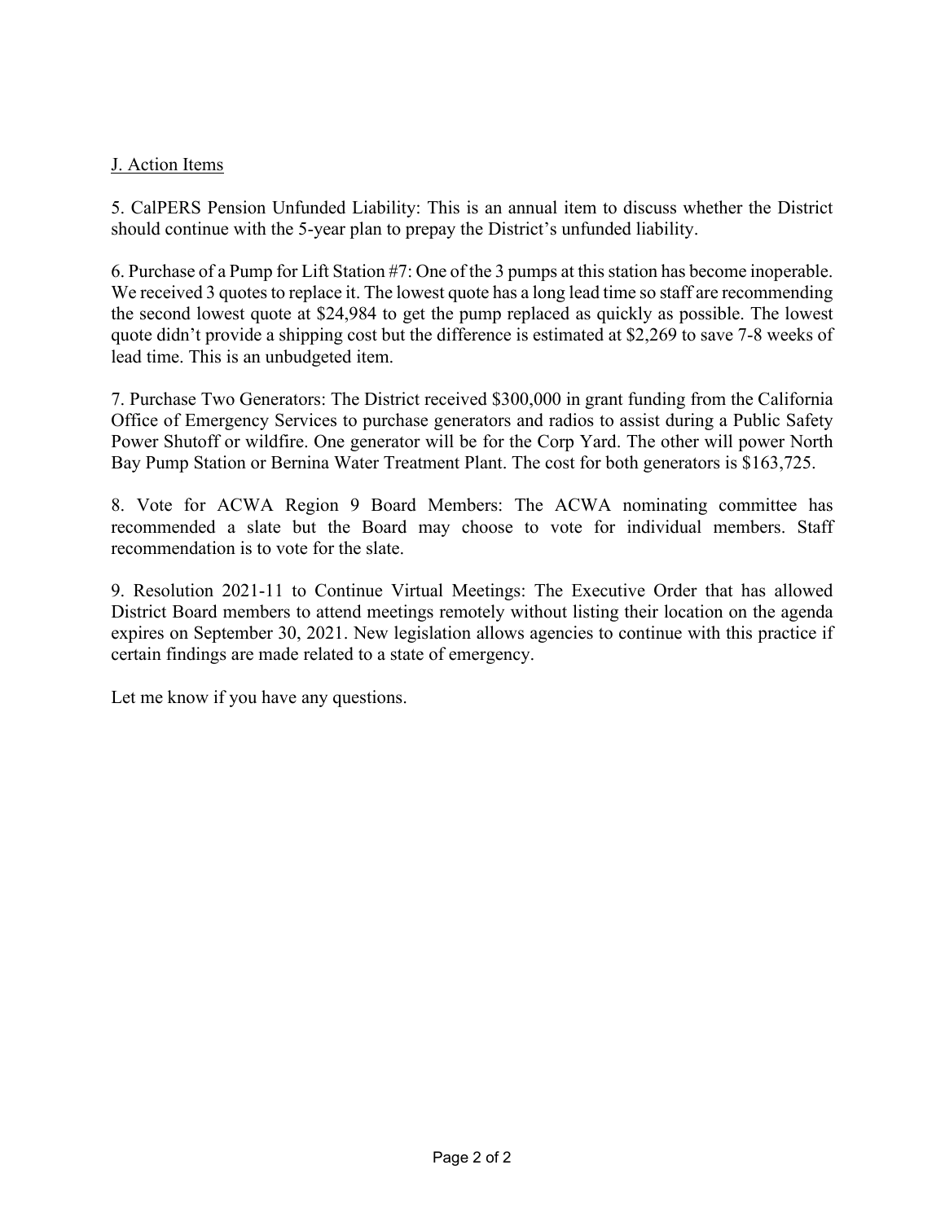J. Action Items

5. CalPERS Pension Unfunded Liability: This is an annual item to discuss whether the District should continue with the 5-year plan to prepay the District's unfunded liability.

6. Purchase of a Pump for Lift Station #7: One of the 3 pumps at this station has become inoperable. We received 3 quotes to replace it. The lowest quote has a long lead time so staff are recommending the second lowest quote at $24,984 to get the pump replaced as quickly as possible. The lowest quote didn't provide a shipping cost but the difference is estimated at $2,269 to save 7-8 weeks of lead time. This is an unbudgeted item.

7. Purchase Two Generators: The District received $300,000 in grant funding from the California Office of Emergency Services to purchase generators and radios to assist during a Public Safety Power Shutoff or wildfire. One generator will be for the Corp Yard. The other will power North Bay Pump Station or Bernina Water Treatment Plant. The cost for both generators is $163,725.

8. Vote for ACWA Region 9 Board Members: The ACWA nominating committee has recommended a slate but the Board may choose to vote for individual members. Staff recommendation is to vote for the slate.

9. Resolution 2021-11 to Continue Virtual Meetings: The Executive Order that has allowed District Board members to attend meetings remotely without listing their location on the agenda expires on September 30, 2021. New legislation allows agencies to continue with this practice if certain findings are made related to a state of emergency.

Let me know if you have any questions.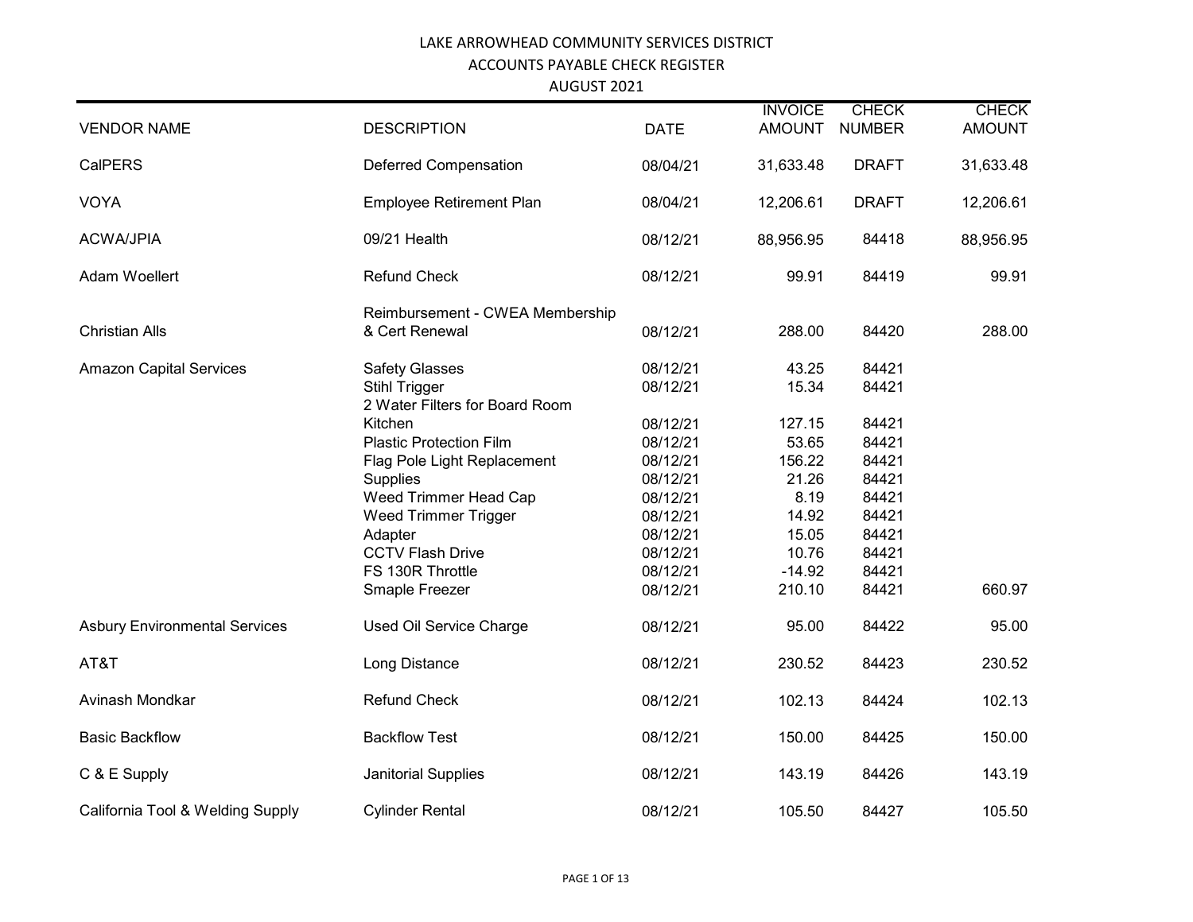LAKE ARROWHEAD COMMUNITY SERVICES DISTRICT

ACCOUNTS PAYABLE CHECK REGISTER

AUGUST 2021

| VENDOR NAME | DESCRIPTION | DATE | INVOICE AMOUNT | CHECK NUMBER | CHECK AMOUNT |
|---|---|---|---|---|---|
| CalPERS | Deferred Compensation | 08/04/21 | 31,633.48 | DRAFT | 31,633.48 |
| VOYA | Employee Retirement Plan | 08/04/21 | 12,206.61 | DRAFT | 12,206.61 |
| ACWA/JPIA | 09/21 Health | 08/12/21 | 88,956.95 | 84418 | 88,956.95 |
| Adam Woellert | Refund Check | 08/12/21 | 99.91 | 84419 | 99.91 |
| Christian Alls | Reimbursement - CWEA Membership & Cert Renewal | 08/12/21 | 288.00 | 84420 | 288.00 |
| Amazon Capital Services | Safety Glasses | 08/12/21 | 43.25 | 84421 | |
| | Stihl Trigger | 08/12/21 | 15.34 | 84421 | |
| | 2 Water Filters for Board Room Kitchen | 08/12/21 | 127.15 | 84421 | |
| | Plastic Protection Film | 08/12/21 | 53.65 | 84421 | |
| | Flag Pole Light Replacement | 08/12/21 | 156.22 | 84421 | |
| | Supplies | 08/12/21 | 21.26 | 84421 | |
| | Weed Trimmer Head Cap | 08/12/21 | 8.19 | 84421 | |
| | Weed Trimmer Trigger | 08/12/21 | 14.92 | 84421 | |
| | Adapter | 08/12/21 | 15.05 | 84421 | |
| | CCTV Flash Drive | 08/12/21 | 10.76 | 84421 | |
| | FS 130R Throttle | 08/12/21 | -14.92 | 84421 | |
| | Smaple Freezer | 08/12/21 | 210.10 | 84421 | 660.97 |
| Asbury Environmental Services | Used Oil Service Charge | 08/12/21 | 95.00 | 84422 | 95.00 |
| AT&T | Long Distance | 08/12/21 | 230.52 | 84423 | 230.52 |
| Avinash Mondkar | Refund Check | 08/12/21 | 102.13 | 84424 | 102.13 |
| Basic Backflow | Backflow Test | 08/12/21 | 150.00 | 84425 | 150.00 |
| C & E Supply | Janitorial Supplies | 08/12/21 | 143.19 | 84426 | 143.19 |
| California Tool & Welding Supply | Cylinder Rental | 08/12/21 | 105.50 | 84427 | 105.50 |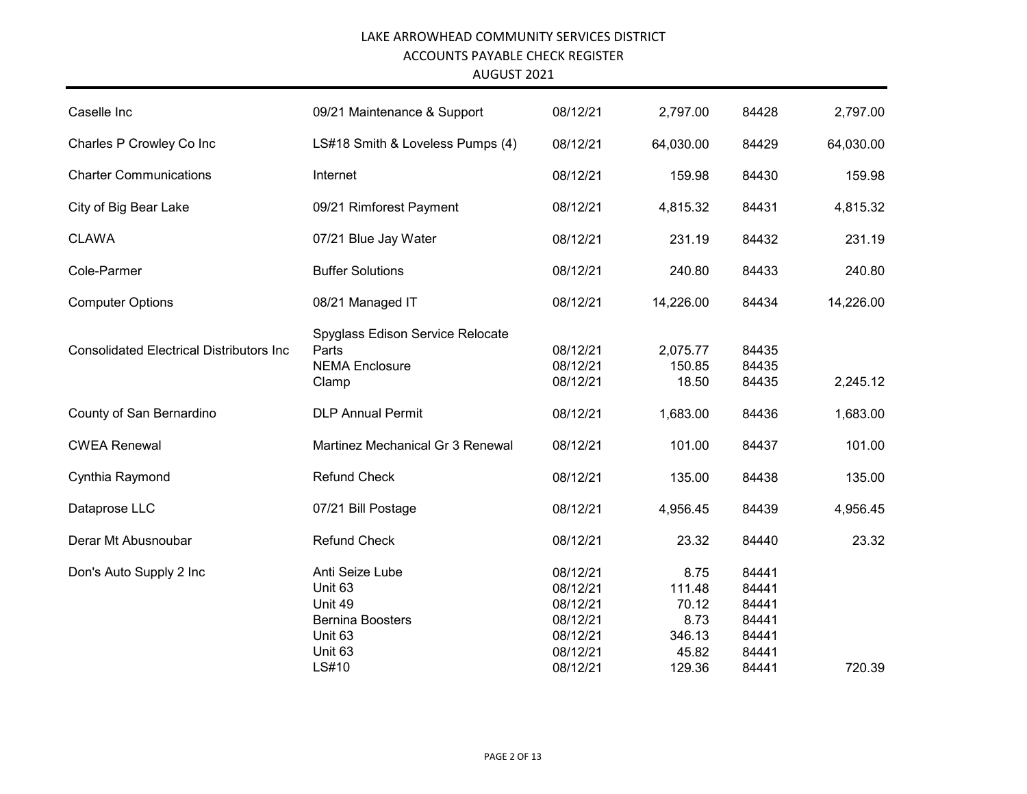LAKE ARROWHEAD COMMUNITY SERVICES DISTRICT
ACCOUNTS PAYABLE CHECK REGISTER
AUGUST 2021

| Vendor | Description | Date | Amount | Check # | Total |
|---|---|---|---|---|---|
| Caselle Inc | 09/21 Maintenance & Support | 08/12/21 | 2,797.00 | 84428 | 2,797.00 |
| Charles P Crowley Co Inc | LS#18 Smith & Loveless Pumps (4) | 08/12/21 | 64,030.00 | 84429 | 64,030.00 |
| Charter Communications | Internet | 08/12/21 | 159.98 | 84430 | 159.98 |
| City of Big Bear Lake | 09/21 Rimforest Payment | 08/12/21 | 4,815.32 | 84431 | 4,815.32 |
| CLAWA | 07/21 Blue Jay Water | 08/12/21 | 231.19 | 84432 | 231.19 |
| Cole-Parmer | Buffer Solutions | 08/12/21 | 240.80 | 84433 | 240.80 |
| Computer Options | 08/21 Managed IT | 08/12/21 | 14,226.00 | 84434 | 14,226.00 |
| Consolidated Electrical Distributors Inc | Spyglass Edison Service Relocate Parts | 08/12/21 | 2,075.77 | 84435 | |
| | NEMA Enclosure | 08/12/21 | 150.85 | 84435 | |
| | Clamp | 08/12/21 | 18.50 | 84435 | 2,245.12 |
| County of San Bernardino | DLP Annual Permit | 08/12/21 | 1,683.00 | 84436 | 1,683.00 |
| CWEA Renewal | Martinez Mechanical Gr 3 Renewal | 08/12/21 | 101.00 | 84437 | 101.00 |
| Cynthia Raymond | Refund Check | 08/12/21 | 135.00 | 84438 | 135.00 |
| Dataprose LLC | 07/21 Bill Postage | 08/12/21 | 4,956.45 | 84439 | 4,956.45 |
| Derar Mt Abusnoubar | Refund Check | 08/12/21 | 23.32 | 84440 | 23.32 |
| Don's Auto Supply 2 Inc | Anti Seize Lube | 08/12/21 | 8.75 | 84441 | |
| | Unit 63 | 08/12/21 | 111.48 | 84441 | |
| | Unit 49 | 08/12/21 | 70.12 | 84441 | |
| | Bernina Boosters | 08/12/21 | 8.73 | 84441 | |
| | Unit 63 | 08/12/21 | 346.13 | 84441 | |
| | Unit 63 | 08/12/21 | 45.82 | 84441 | |
| | LS#10 | 08/12/21 | 129.36 | 84441 | 720.39 |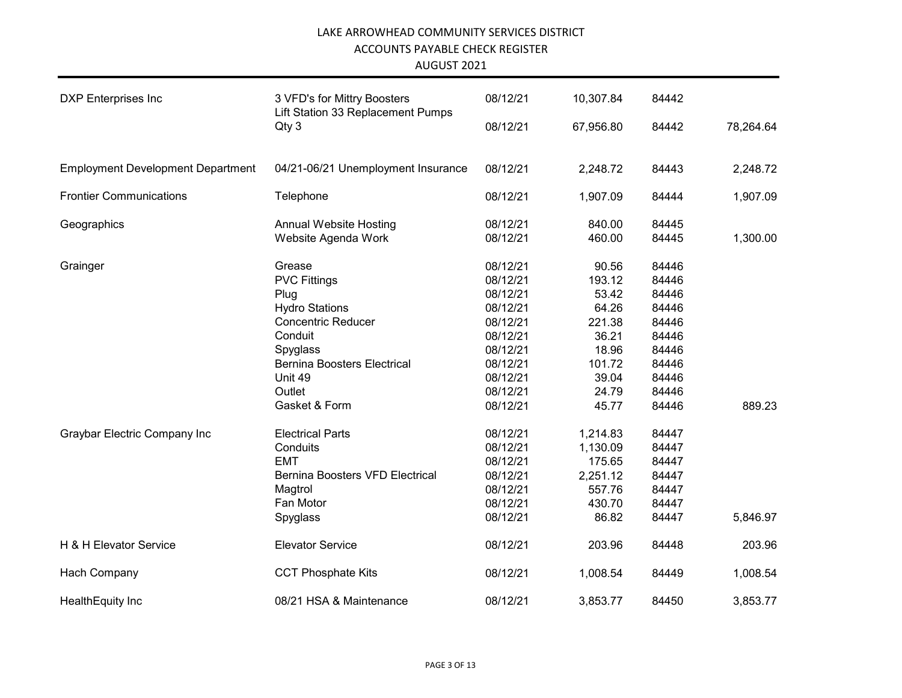LAKE ARROWHEAD COMMUNITY SERVICES DISTRICT
ACCOUNTS PAYABLE CHECK REGISTER
AUGUST 2021

| Vendor | Description | Date | Amount | Check No. | Total |
|---|---|---|---|---|---|
| DXP Enterprises Inc | 3 VFD's for Mittry Boosters | 08/12/21 | 10,307.84 | 84442 | |
| | Lift Station 33 Replacement Pumps Qty 3 | 08/12/21 | 67,956.80 | 84442 | 78,264.64 |
| Employment Development Department | 04/21-06/21 Unemployment Insurance | 08/12/21 | 2,248.72 | 84443 | 2,248.72 |
| Frontier Communications | Telephone | 08/12/21 | 1,907.09 | 84444 | 1,907.09 |
| Geographics | Annual Website Hosting | 08/12/21 | 840.00 | 84445 | |
| | Website Agenda Work | 08/12/21 | 460.00 | 84445 | 1,300.00 |
| Grainger | Grease | 08/12/21 | 90.56 | 84446 | |
| | PVC Fittings | 08/12/21 | 193.12 | 84446 | |
| | Plug | 08/12/21 | 53.42 | 84446 | |
| | Hydro Stations | 08/12/21 | 64.26 | 84446 | |
| | Concentric Reducer | 08/12/21 | 221.38 | 84446 | |
| | Conduit | 08/12/21 | 36.21 | 84446 | |
| | Spyglass | 08/12/21 | 18.96 | 84446 | |
| | Bernina Boosters Electrical | 08/12/21 | 101.72 | 84446 | |
| | Unit 49 | 08/12/21 | 39.04 | 84446 | |
| | Outlet | 08/12/21 | 24.79 | 84446 | |
| | Gasket & Form | 08/12/21 | 45.77 | 84446 | 889.23 |
| Graybar Electric Company Inc | Electrical Parts | 08/12/21 | 1,214.83 | 84447 | |
| | Conduits | 08/12/21 | 1,130.09 | 84447 | |
| | EMT | 08/12/21 | 175.65 | 84447 | |
| | Bernina Boosters VFD Electrical | 08/12/21 | 2,251.12 | 84447 | |
| | Magtrol | 08/12/21 | 557.76 | 84447 | |
| | Fan Motor | 08/12/21 | 430.70 | 84447 | |
| | Spyglass | 08/12/21 | 86.82 | 84447 | 5,846.97 |
| H & H Elevator Service | Elevator Service | 08/12/21 | 203.96 | 84448 | 203.96 |
| Hach Company | CCT Phosphate Kits | 08/12/21 | 1,008.54 | 84449 | 1,008.54 |
| HealthEquity Inc | 08/21 HSA & Maintenance | 08/12/21 | 3,853.77 | 84450 | 3,853.77 |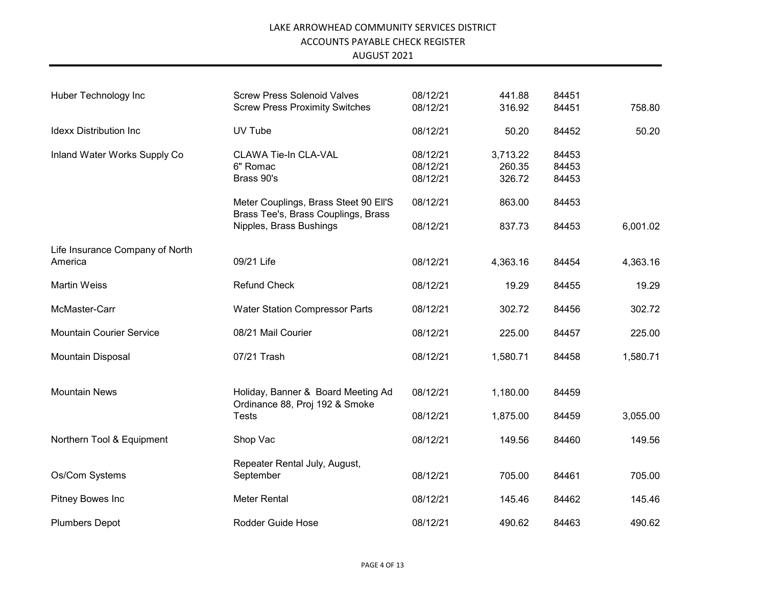# LAKE ARROWHEAD COMMUNITY SERVICES DISTRICT
## ACCOUNTS PAYABLE CHECK REGISTER
## AUGUST 2021

| Vendor | Description | Date | Amount | Check # | Total |
|---|---|---|---|---|---|
| Huber Technology Inc | Screw Press Solenoid Valves | 08/12/21 | 441.88 | 84451 | |
| | Screw Press Proximity Switches | 08/12/21 | 316.92 | 84451 | 758.80 |
| Idexx Distribution Inc | UV Tube | 08/12/21 | 50.20 | 84452 | 50.20 |
| Inland Water Works Supply Co | CLAWA Tie-In CLA-VAL | 08/12/21 | 3,713.22 | 84453 | |
| | 6" Romac | 08/12/21 | 260.35 | 84453 | |
| | Brass 90's | 08/12/21 | 326.72 | 84453 | |
| | Meter Couplings, Brass Steet 90 Ell'S | 08/12/21 | 863.00 | 84453 | |
| | Brass Tee's, Brass Couplings, Brass Nipples, Brass Bushings | 08/12/21 | 837.73 | 84453 | 6,001.02 |
| Life Insurance Company of North America | 09/21 Life | 08/12/21 | 4,363.16 | 84454 | 4,363.16 |
| Martin Weiss | Refund Check | 08/12/21 | 19.29 | 84455 | 19.29 |
| McMaster-Carr | Water Station Compressor Parts | 08/12/21 | 302.72 | 84456 | 302.72 |
| Mountain Courier Service | 08/21 Mail Courier | 08/12/21 | 225.00 | 84457 | 225.00 |
| Mountain Disposal | 07/21 Trash | 08/12/21 | 1,580.71 | 84458 | 1,580.71 |
| Mountain News | Holiday, Banner & Board Meeting Ad | 08/12/21 | 1,180.00 | 84459 | |
| | Ordinance 88, Proj 192 & Smoke Tests | 08/12/21 | 1,875.00 | 84459 | 3,055.00 |
| Northern Tool & Equipment | Shop Vac | 08/12/21 | 149.56 | 84460 | 149.56 |
| Os/Com Systems | Repeater Rental July, August, September | 08/12/21 | 705.00 | 84461 | 705.00 |
| Pitney Bowes Inc | Meter Rental | 08/12/21 | 145.46 | 84462 | 145.46 |
| Plumbers Depot | Rodder Guide Hose | 08/12/21 | 490.62 | 84463 | 490.62 |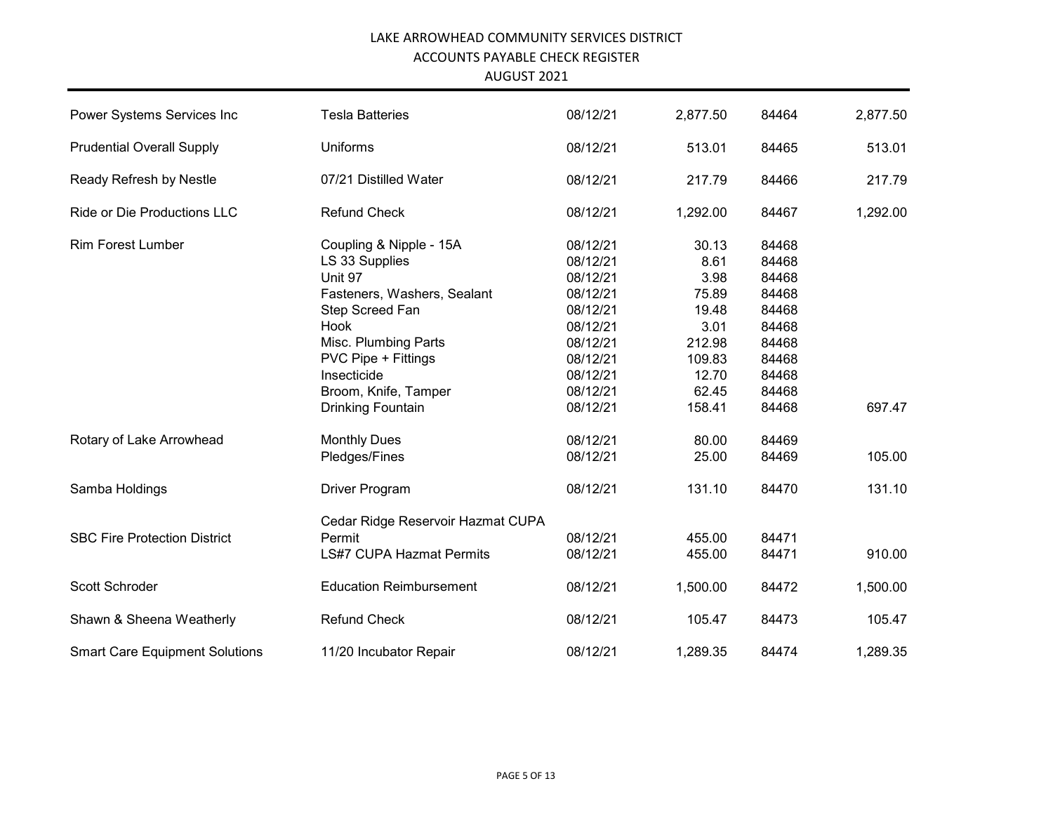LAKE ARROWHEAD COMMUNITY SERVICES DISTRICT
ACCOUNTS PAYABLE CHECK REGISTER
AUGUST 2021

| | | | | | |
|---|---|---|---|---|---|
| Power Systems Services Inc | Tesla Batteries | 08/12/21 | 2,877.50 | 84464 | 2,877.50 |
| Prudential Overall Supply | Uniforms | 08/12/21 | 513.01 | 84465 | 513.01 |
| Ready Refresh by Nestle | 07/21 Distilled Water | 08/12/21 | 217.79 | 84466 | 217.79 |
| Ride or Die Productions LLC | Refund Check | 08/12/21 | 1,292.00 | 84467 | 1,292.00 |
| Rim Forest Lumber | Coupling & Nipple - 15A | 08/12/21 | 30.13 | 84468 | |
| | LS 33 Supplies | 08/12/21 | 8.61 | 84468 | |
| | Unit 97 | 08/12/21 | 3.98 | 84468 | |
| | Fasteners, Washers, Sealant | 08/12/21 | 75.89 | 84468 | |
| | Step Screed Fan | 08/12/21 | 19.48 | 84468 | |
| | Hook | 08/12/21 | 3.01 | 84468 | |
| | Misc. Plumbing Parts | 08/12/21 | 212.98 | 84468 | |
| | PVC Pipe + Fittings | 08/12/21 | 109.83 | 84468 | |
| | Insecticide | 08/12/21 | 12.70 | 84468 | |
| | Broom, Knife, Tamper | 08/12/21 | 62.45 | 84468 | |
| | Drinking Fountain | 08/12/21 | 158.41 | 84468 | 697.47 |
| Rotary of Lake Arrowhead | Monthly Dues | 08/12/21 | 80.00 | 84469 | |
| | Pledges/Fines | 08/12/21 | 25.00 | 84469 | 105.00 |
| Samba Holdings | Driver Program | 08/12/21 | 131.10 | 84470 | 131.10 |
| SBC Fire Protection District | Cedar Ridge Reservoir Hazmat CUPA Permit | 08/12/21 | 455.00 | 84471 | |
| | LS#7 CUPA Hazmat Permits | 08/12/21 | 455.00 | 84471 | 910.00 |
| Scott Schroder | Education Reimbursement | 08/12/21 | 1,500.00 | 84472 | 1,500.00 |
| Shawn & Sheena Weatherly | Refund Check | 08/12/21 | 105.47 | 84473 | 105.47 |
| Smart Care Equipment Solutions | 11/20 Incubator Repair | 08/12/21 | 1,289.35 | 84474 | 1,289.35 |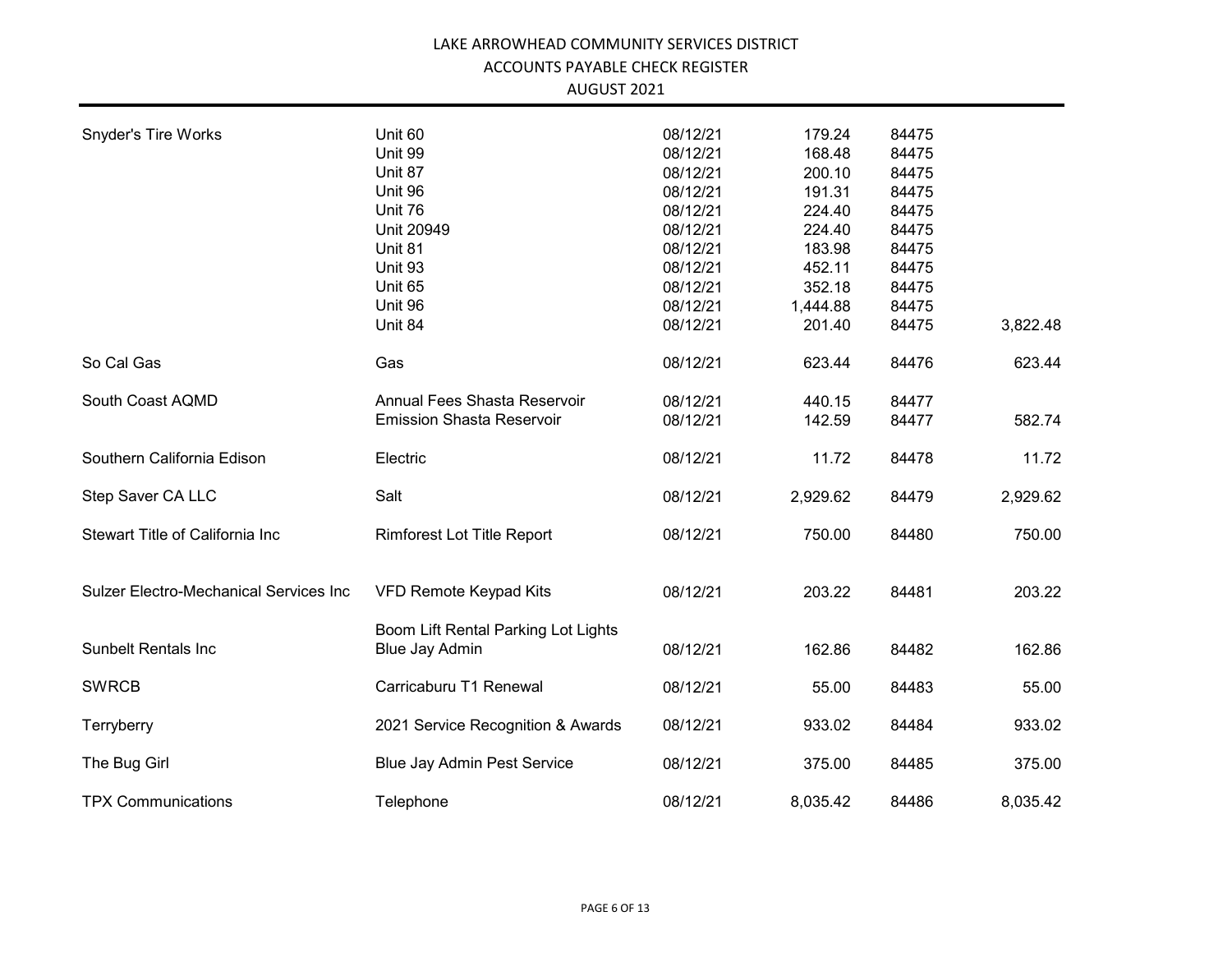LAKE ARROWHEAD COMMUNITY SERVICES DISTRICT

ACCOUNTS PAYABLE CHECK REGISTER

AUGUST 2021

| | | | | | |
|---|---|---|---|---|---|
| Snyder's Tire Works | Unit 60 | 08/12/21 | 179.24 | 84475 | |
| | Unit 99 | 08/12/21 | 168.48 | 84475 | |
| | Unit 87 | 08/12/21 | 200.10 | 84475 | |
| | Unit 96 | 08/12/21 | 191.31 | 84475 | |
| | Unit 76 | 08/12/21 | 224.40 | 84475 | |
| | Unit 20949 | 08/12/21 | 224.40 | 84475 | |
| | Unit 81 | 08/12/21 | 183.98 | 84475 | |
| | Unit 93 | 08/12/21 | 452.11 | 84475 | |
| | Unit 65 | 08/12/21 | 352.18 | 84475 | |
| | Unit 96 | 08/12/21 | 1,444.88 | 84475 | |
| | Unit 84 | 08/12/21 | 201.40 | 84475 | 3,822.48 |
| So Cal Gas | Gas | 08/12/21 | 623.44 | 84476 | 623.44 |
| South Coast AQMD | Annual Fees Shasta Reservoir | 08/12/21 | 440.15 | 84477 | |
| | Emission Shasta Reservoir | 08/12/21 | 142.59 | 84477 | 582.74 |
| Southern California Edison | Electric | 08/12/21 | 11.72 | 84478 | 11.72 |
| Step Saver CA LLC | Salt | 08/12/21 | 2,929.62 | 84479 | 2,929.62 |
| Stewart Title of California Inc | Rimforest Lot Title Report | 08/12/21 | 750.00 | 84480 | 750.00 |
| Sulzer Electro-Mechanical Services Inc | VFD Remote Keypad Kits | 08/12/21 | 203.22 | 84481 | 203.22 |
| Sunbelt Rentals Inc | Boom Lift Rental Parking Lot Lights Blue Jay Admin | 08/12/21 | 162.86 | 84482 | 162.86 |
| SWRCB | Carricaburu T1 Renewal | 08/12/21 | 55.00 | 84483 | 55.00 |
| Terryberry | 2021 Service Recognition & Awards | 08/12/21 | 933.02 | 84484 | 933.02 |
| The Bug Girl | Blue Jay Admin Pest Service | 08/12/21 | 375.00 | 84485 | 375.00 |
| TPX Communications | Telephone | 08/12/21 | 8,035.42 | 84486 | 8,035.42 |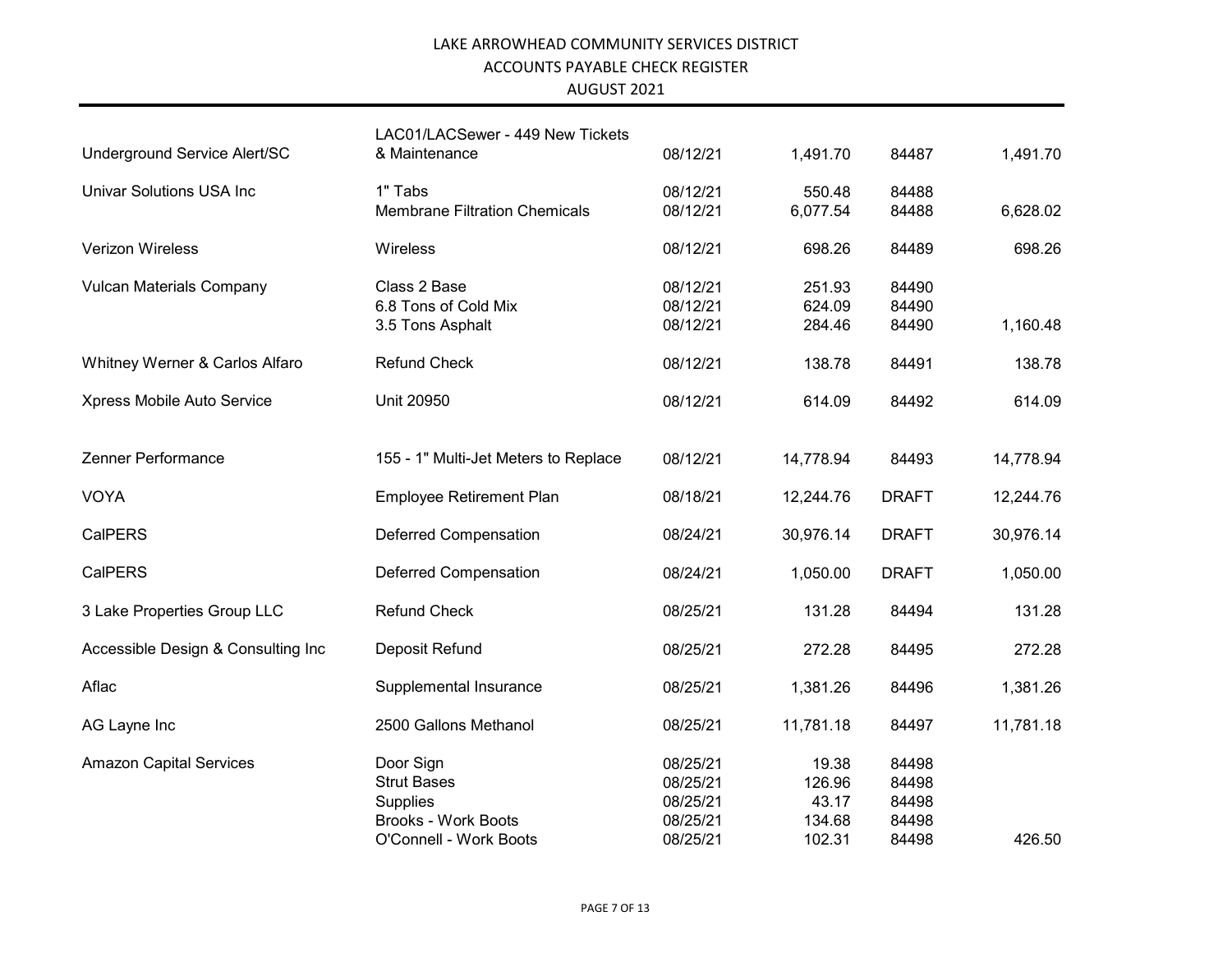LAKE ARROWHEAD COMMUNITY SERVICES DISTRICT
ACCOUNTS PAYABLE CHECK REGISTER
AUGUST 2021

| Vendor | Description | Date | Amount | Check No. | Total |
|---|---|---|---|---|---|
| Underground Service Alert/SC | LAC01/LACSewer - 449 New Tickets & Maintenance | 08/12/21 | 1,491.70 | 84487 | 1,491.70 |
| Univar Solutions USA Inc | 1" Tabs | 08/12/21 | 550.48 | 84488 | |
| | Membrane Filtration Chemicals | 08/12/21 | 6,077.54 | 84488 | 6,628.02 |
| Verizon Wireless | Wireless | 08/12/21 | 698.26 | 84489 | 698.26 |
| Vulcan Materials Company | Class 2 Base | 08/12/21 | 251.93 | 84490 | |
| | 6.8 Tons of Cold Mix | 08/12/21 | 624.09 | 84490 | |
| | 3.5 Tons Asphalt | 08/12/21 | 284.46 | 84490 | 1,160.48 |
| Whitney Werner & Carlos Alfaro | Refund Check | 08/12/21 | 138.78 | 84491 | 138.78 |
| Xpress Mobile Auto Service | Unit 20950 | 08/12/21 | 614.09 | 84492 | 614.09 |
| Zenner Performance | 155 - 1" Multi-Jet Meters to Replace | 08/12/21 | 14,778.94 | 84493 | 14,778.94 |
| VOYA | Employee Retirement Plan | 08/18/21 | 12,244.76 | DRAFT | 12,244.76 |
| CalPERS | Deferred Compensation | 08/24/21 | 30,976.14 | DRAFT | 30,976.14 |
| CalPERS | Deferred Compensation | 08/24/21 | 1,050.00 | DRAFT | 1,050.00 |
| 3 Lake Properties Group LLC | Refund Check | 08/25/21 | 131.28 | 84494 | 131.28 |
| Accessible Design & Consulting Inc | Deposit Refund | 08/25/21 | 272.28 | 84495 | 272.28 |
| Aflac | Supplemental Insurance | 08/25/21 | 1,381.26 | 84496 | 1,381.26 |
| AG Layne Inc | 2500 Gallons Methanol | 08/25/21 | 11,781.18 | 84497 | 11,781.18 |
| Amazon Capital Services | Door Sign | 08/25/21 | 19.38 | 84498 | |
| | Strut Bases | 08/25/21 | 126.96 | 84498 | |
| | Supplies | 08/25/21 | 43.17 | 84498 | |
| | Brooks - Work Boots | 08/25/21 | 134.68 | 84498 | |
| | O'Connell - Work Boots | 08/25/21 | 102.31 | 84498 | 426.50 |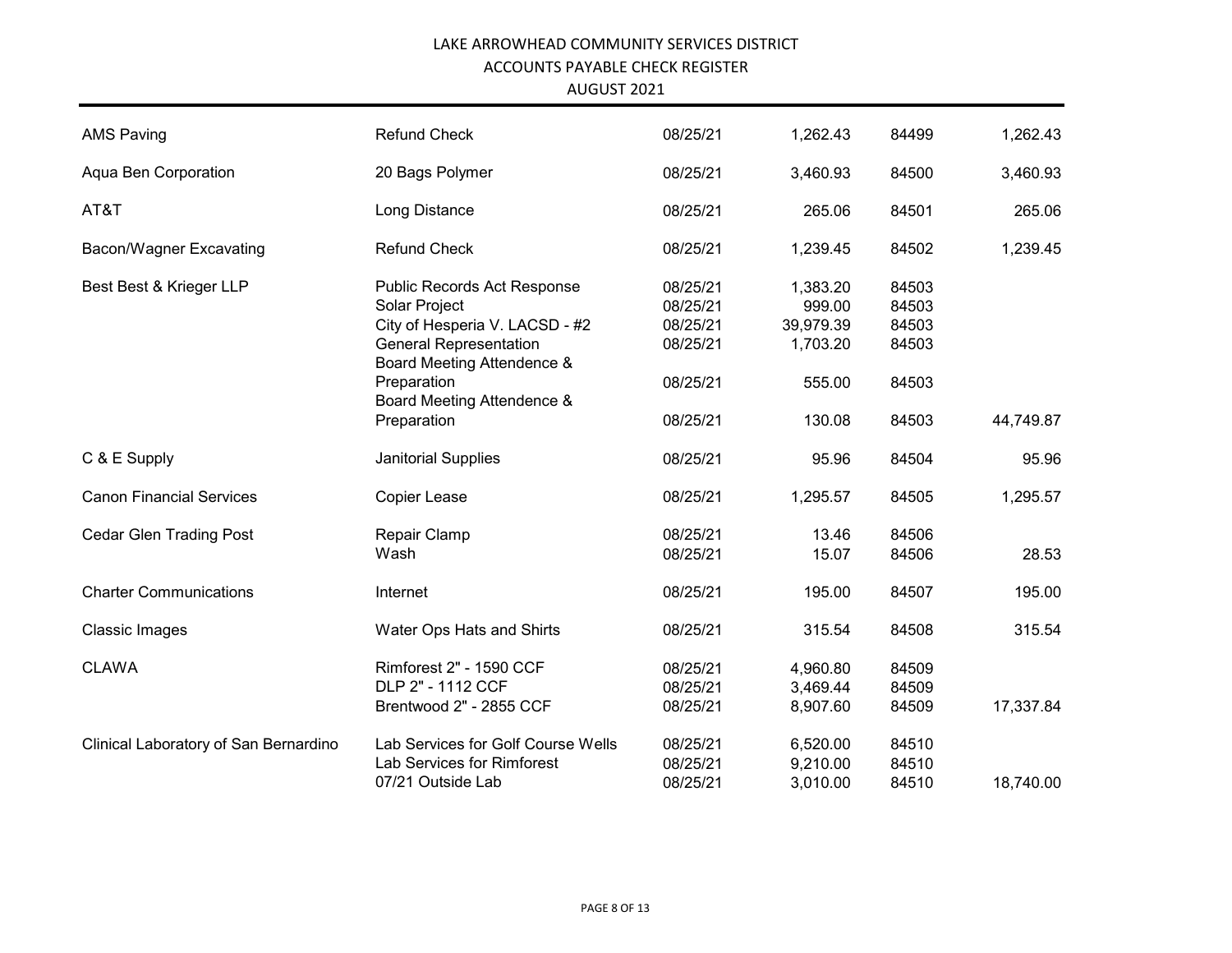LAKE ARROWHEAD COMMUNITY SERVICES DISTRICT
ACCOUNTS PAYABLE CHECK REGISTER
AUGUST 2021

| | | | | | |
|---|---|---|---|---|---|
| AMS Paving | Refund Check | 08/25/21 | 1,262.43 | 84499 | 1,262.43 |
| Aqua Ben Corporation | 20 Bags Polymer | 08/25/21 | 3,460.93 | 84500 | 3,460.93 |
| AT&T | Long Distance | 08/25/21 | 265.06 | 84501 | 265.06 |
| Bacon/Wagner Excavating | Refund Check | 08/25/21 | 1,239.45 | 84502 | 1,239.45 |
| Best Best & Krieger LLP | Public Records Act Response | 08/25/21 | 1,383.20 | 84503 | |
| | Solar Project | 08/25/21 | 999.00 | 84503 | |
| | City of Hesperia V. LACSD - #2 | 08/25/21 | 39,979.39 | 84503 | |
| | General Representation | 08/25/21 | 1,703.20 | 84503 | |
| | Board Meeting Attendence & Preparation | 08/25/21 | 555.00 | 84503 | |
| | Board Meeting Attendence & Preparation | 08/25/21 | 130.08 | 84503 | 44,749.87 |
| C & E Supply | Janitorial Supplies | 08/25/21 | 95.96 | 84504 | 95.96 |
| Canon Financial Services | Copier Lease | 08/25/21 | 1,295.57 | 84505 | 1,295.57 |
| Cedar Glen Trading Post | Repair Clamp | 08/25/21 | 13.46 | 84506 | |
| | Wash | 08/25/21 | 15.07 | 84506 | 28.53 |
| Charter Communications | Internet | 08/25/21 | 195.00 | 84507 | 195.00 |
| Classic Images | Water Ops Hats and Shirts | 08/25/21 | 315.54 | 84508 | 315.54 |
| CLAWA | Rimforest 2" - 1590 CCF | 08/25/21 | 4,960.80 | 84509 | |
| | DLP 2" - 1112 CCF | 08/25/21 | 3,469.44 | 84509 | |
| | Brentwood 2" - 2855 CCF | 08/25/21 | 8,907.60 | 84509 | 17,337.84 |
| Clinical Laboratory of San Bernardino | Lab Services for Golf Course Wells | 08/25/21 | 6,520.00 | 84510 | |
| | Lab Services for Rimforest | 08/25/21 | 9,210.00 | 84510 | |
| | 07/21 Outside Lab | 08/25/21 | 3,010.00 | 84510 | 18,740.00 |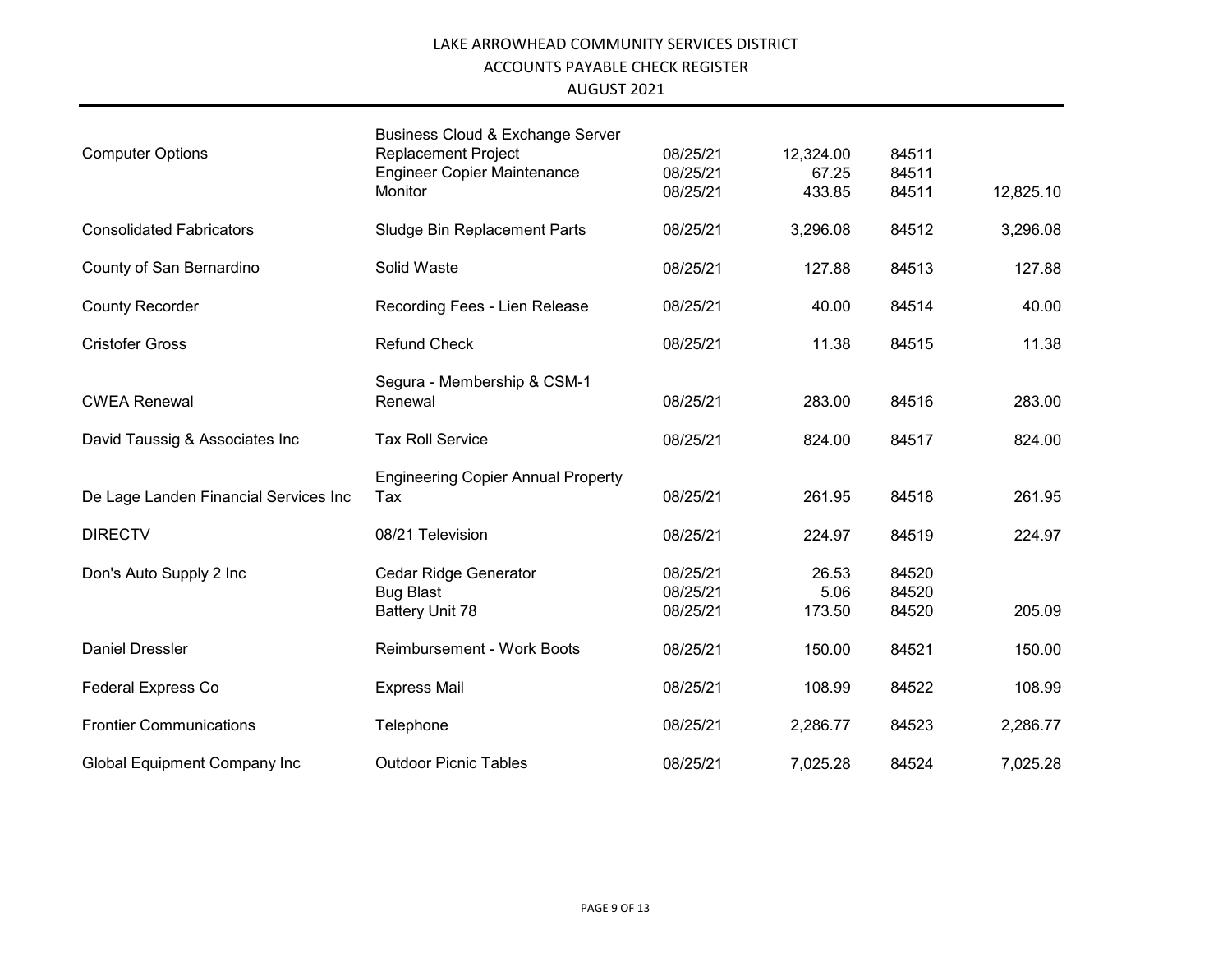LAKE ARROWHEAD COMMUNITY SERVICES DISTRICT

ACCOUNTS PAYABLE CHECK REGISTER

AUGUST 2021

| Vendor | Description | Date | Amount | Check No. | Total |
|---|---|---|---|---|---|
| Computer Options | Business Cloud & Exchange Server Replacement Project | 08/25/21 | 12,324.00 | 84511 | |
| | Engineer Copier Maintenance | 08/25/21 | 67.25 | 84511 | |
| | Monitor | 08/25/21 | 433.85 | 84511 | 12,825.10 |
| Consolidated Fabricators | Sludge Bin Replacement Parts | 08/25/21 | 3,296.08 | 84512 | 3,296.08 |
| County of San Bernardino | Solid Waste | 08/25/21 | 127.88 | 84513 | 127.88 |
| County Recorder | Recording Fees - Lien Release | 08/25/21 | 40.00 | 84514 | 40.00 |
| Cristofer Gross | Refund Check | 08/25/21 | 11.38 | 84515 | 11.38 |
| CWEA Renewal | Segura - Membership & CSM-1 Renewal | 08/25/21 | 283.00 | 84516 | 283.00 |
| David Taussig & Associates Inc | Tax Roll Service | 08/25/21 | 824.00 | 84517 | 824.00 |
| De Lage Landen Financial Services Inc | Engineering Copier Annual Property Tax | 08/25/21 | 261.95 | 84518 | 261.95 |
| DIRECTV | 08/21 Television | 08/25/21 | 224.97 | 84519 | 224.97 |
| Don's Auto Supply 2 Inc | Cedar Ridge Generator | 08/25/21 | 26.53 | 84520 | |
| | Bug Blast | 08/25/21 | 5.06 | 84520 | |
| | Battery Unit 78 | 08/25/21 | 173.50 | 84520 | 205.09 |
| Daniel Dressler | Reimbursement - Work Boots | 08/25/21 | 150.00 | 84521 | 150.00 |
| Federal Express Co | Express Mail | 08/25/21 | 108.99 | 84522 | 108.99 |
| Frontier Communications | Telephone | 08/25/21 | 2,286.77 | 84523 | 2,286.77 |
| Global Equipment Company Inc | Outdoor Picnic Tables | 08/25/21 | 7,025.28 | 84524 | 7,025.28 |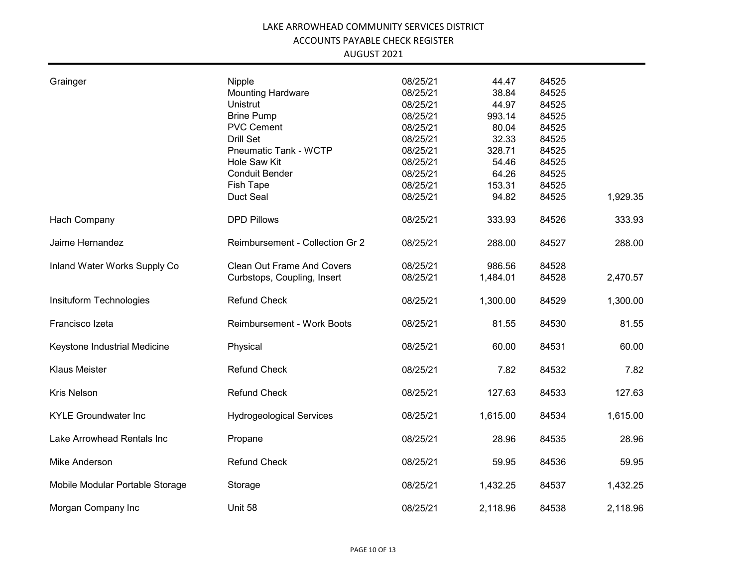# LAKE ARROWHEAD COMMUNITY SERVICES DISTRICT

## ACCOUNTS PAYABLE CHECK REGISTER

### AUGUST 2021

| Vendor | Description | Date | Amount | Check No. | Total |
|---|---|---|---|---|---|
| Grainger | Nipple | 08/25/21 | 44.47 | 84525 | |
| | Mounting Hardware | 08/25/21 | 38.84 | 84525 | |
| | Unistrut | 08/25/21 | 44.97 | 84525 | |
| | Brine Pump | 08/25/21 | 993.14 | 84525 | |
| | PVC Cement | 08/25/21 | 80.04 | 84525 | |
| | Drill Set | 08/25/21 | 32.33 | 84525 | |
| | Pneumatic Tank - WCTP | 08/25/21 | 328.71 | 84525 | |
| | Hole Saw Kit | 08/25/21 | 54.46 | 84525 | |
| | Conduit Bender | 08/25/21 | 64.26 | 84525 | |
| | Fish Tape | 08/25/21 | 153.31 | 84525 | |
| | Duct Seal | 08/25/21 | 94.82 | 84525 | 1,929.35 |
| Hach Company | DPD Pillows | 08/25/21 | 333.93 | 84526 | 333.93 |
| Jaime Hernandez | Reimbursement - Collection Gr 2 | 08/25/21 | 288.00 | 84527 | 288.00 |
| Inland Water Works Supply Co | Clean Out Frame And Covers | 08/25/21 | 986.56 | 84528 | |
| | Curbstops, Coupling, Insert | 08/25/21 | 1,484.01 | 84528 | 2,470.57 |
| Insituform Technologies | Refund Check | 08/25/21 | 1,300.00 | 84529 | 1,300.00 |
| Francisco Izeta | Reimbursement - Work Boots | 08/25/21 | 81.55 | 84530 | 81.55 |
| Keystone Industrial Medicine | Physical | 08/25/21 | 60.00 | 84531 | 60.00 |
| Klaus Meister | Refund Check | 08/25/21 | 7.82 | 84532 | 7.82 |
| Kris Nelson | Refund Check | 08/25/21 | 127.63 | 84533 | 127.63 |
| KYLE Groundwater Inc | Hydrogeological Services | 08/25/21 | 1,615.00 | 84534 | 1,615.00 |
| Lake Arrowhead Rentals Inc | Propane | 08/25/21 | 28.96 | 84535 | 28.96 |
| Mike Anderson | Refund Check | 08/25/21 | 59.95 | 84536 | 59.95 |
| Mobile Modular Portable Storage | Storage | 08/25/21 | 1,432.25 | 84537 | 1,432.25 |
| Morgan Company Inc | Unit 58 | 08/25/21 | 2,118.96 | 84538 | 2,118.96 |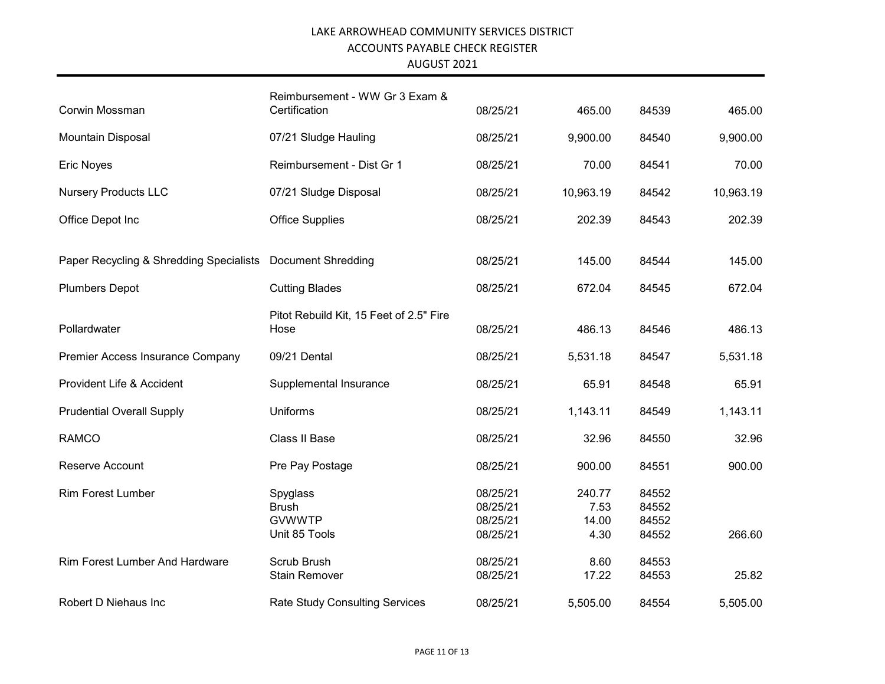LAKE ARROWHEAD COMMUNITY SERVICES DISTRICT
ACCOUNTS PAYABLE CHECK REGISTER
AUGUST 2021

| | | | | | |
|---|---|---|---|---|---|
| Corwin Mossman | Reimbursement - WW Gr 3 Exam & Certification | 08/25/21 | 465.00 | 84539 | 465.00 |
| Mountain Disposal | 07/21 Sludge Hauling | 08/25/21 | 9,900.00 | 84540 | 9,900.00 |
| Eric Noyes | Reimbursement - Dist Gr 1 | 08/25/21 | 70.00 | 84541 | 70.00 |
| Nursery Products LLC | 07/21 Sludge Disposal | 08/25/21 | 10,963.19 | 84542 | 10,963.19 |
| Office Depot Inc | Office Supplies | 08/25/21 | 202.39 | 84543 | 202.39 |
| Paper Recycling & Shredding Specialists | Document Shredding | 08/25/21 | 145.00 | 84544 | 145.00 |
| Plumbers Depot | Cutting Blades | 08/25/21 | 672.04 | 84545 | 672.04 |
| Pollardwater | Pitot Rebuild Kit, 15 Feet of 2.5" Fire Hose | 08/25/21 | 486.13 | 84546 | 486.13 |
| Premier Access Insurance Company | 09/21 Dental | 08/25/21 | 5,531.18 | 84547 | 5,531.18 |
| Provident Life & Accident | Supplemental Insurance | 08/25/21 | 65.91 | 84548 | 65.91 |
| Prudential Overall Supply | Uniforms | 08/25/21 | 1,143.11 | 84549 | 1,143.11 |
| RAMCO | Class II Base | 08/25/21 | 32.96 | 84550 | 32.96 |
| Reserve Account | Pre Pay Postage | 08/25/21 | 900.00 | 84551 | 900.00 |
| Rim Forest Lumber | Spyglass | 08/25/21 | 240.77 | 84552 | |
| | Brush | 08/25/21 | 7.53 | 84552 | |
| | GVWWTP | 08/25/21 | 14.00 | 84552 | |
| | Unit 85 Tools | 08/25/21 | 4.30 | 84552 | 266.60 |
| Rim Forest Lumber And Hardware | Scrub Brush | 08/25/21 | 8.60 | 84553 | |
| | Stain Remover | 08/25/21 | 17.22 | 84553 | 25.82 |
| Robert D Niehaus Inc | Rate Study Consulting Services | 08/25/21 | 5,505.00 | 84554 | 5,505.00 |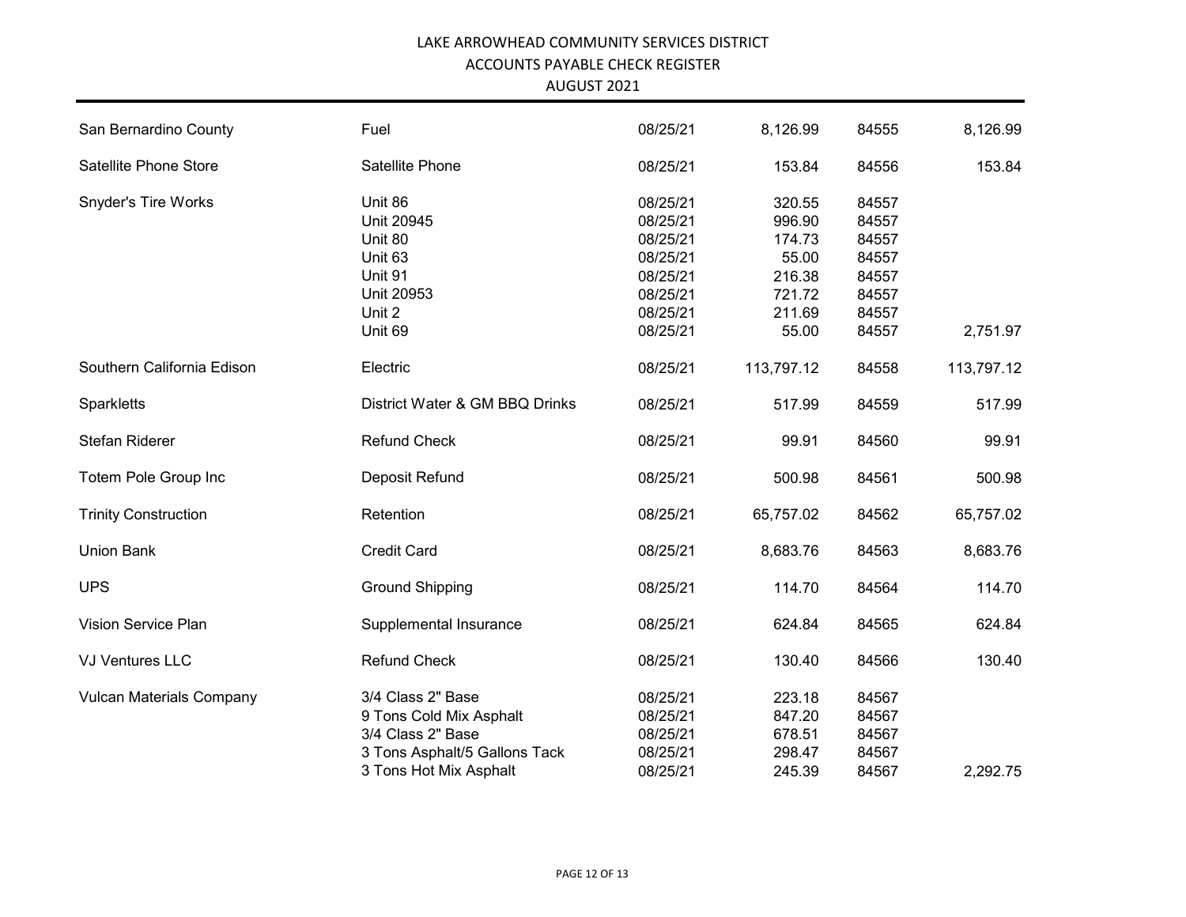# LAKE ARROWHEAD COMMUNITY SERVICES DISTRICT
## ACCOUNTS PAYABLE CHECK REGISTER
### AUGUST 2021

| | | | | | |
|---|---|---|---|---|---|
| San Bernardino County | Fuel | 08/25/21 | 8,126.99 | 84555 | 8,126.99 |
| Satellite Phone Store | Satellite Phone | 08/25/21 | 153.84 | 84556 | 153.84 |
| Snyder's Tire Works | Unit 86 | 08/25/21 | 320.55 | 84557 | |
| | Unit 20945 | 08/25/21 | 996.90 | 84557 | |
| | Unit 80 | 08/25/21 | 174.73 | 84557 | |
| | Unit 63 | 08/25/21 | 55.00 | 84557 | |
| | Unit 91 | 08/25/21 | 216.38 | 84557 | |
| | Unit 20953 | 08/25/21 | 721.72 | 84557 | |
| | Unit 2 | 08/25/21 | 211.69 | 84557 | |
| | Unit 69 | 08/25/21 | 55.00 | 84557 | 2,751.97 |
| Southern California Edison | Electric | 08/25/21 | 113,797.12 | 84558 | 113,797.12 |
| Sparkletts | District Water & GM BBQ Drinks | 08/25/21 | 517.99 | 84559 | 517.99 |
| Stefan Riderer | Refund Check | 08/25/21 | 99.91 | 84560 | 99.91 |
| Totem Pole Group Inc | Deposit Refund | 08/25/21 | 500.98 | 84561 | 500.98 |
| Trinity Construction | Retention | 08/25/21 | 65,757.02 | 84562 | 65,757.02 |
| Union Bank | Credit Card | 08/25/21 | 8,683.76 | 84563 | 8,683.76 |
| UPS | Ground Shipping | 08/25/21 | 114.70 | 84564 | 114.70 |
| Vision Service Plan | Supplemental Insurance | 08/25/21 | 624.84 | 84565 | 624.84 |
| VJ Ventures LLC | Refund Check | 08/25/21 | 130.40 | 84566 | 130.40 |
| Vulcan Materials Company | 3/4 Class 2" Base | 08/25/21 | 223.18 | 84567 | |
| | 9 Tons Cold Mix Asphalt | 08/25/21 | 847.20 | 84567 | |
| | 3/4 Class 2" Base | 08/25/21 | 678.51 | 84567 | |
| | 3 Tons Asphalt/5 Gallons Tack | 08/25/21 | 298.47 | 84567 | |
| | 3 Tons Hot Mix Asphalt | 08/25/21 | 245.39 | 84567 | 2,292.75 |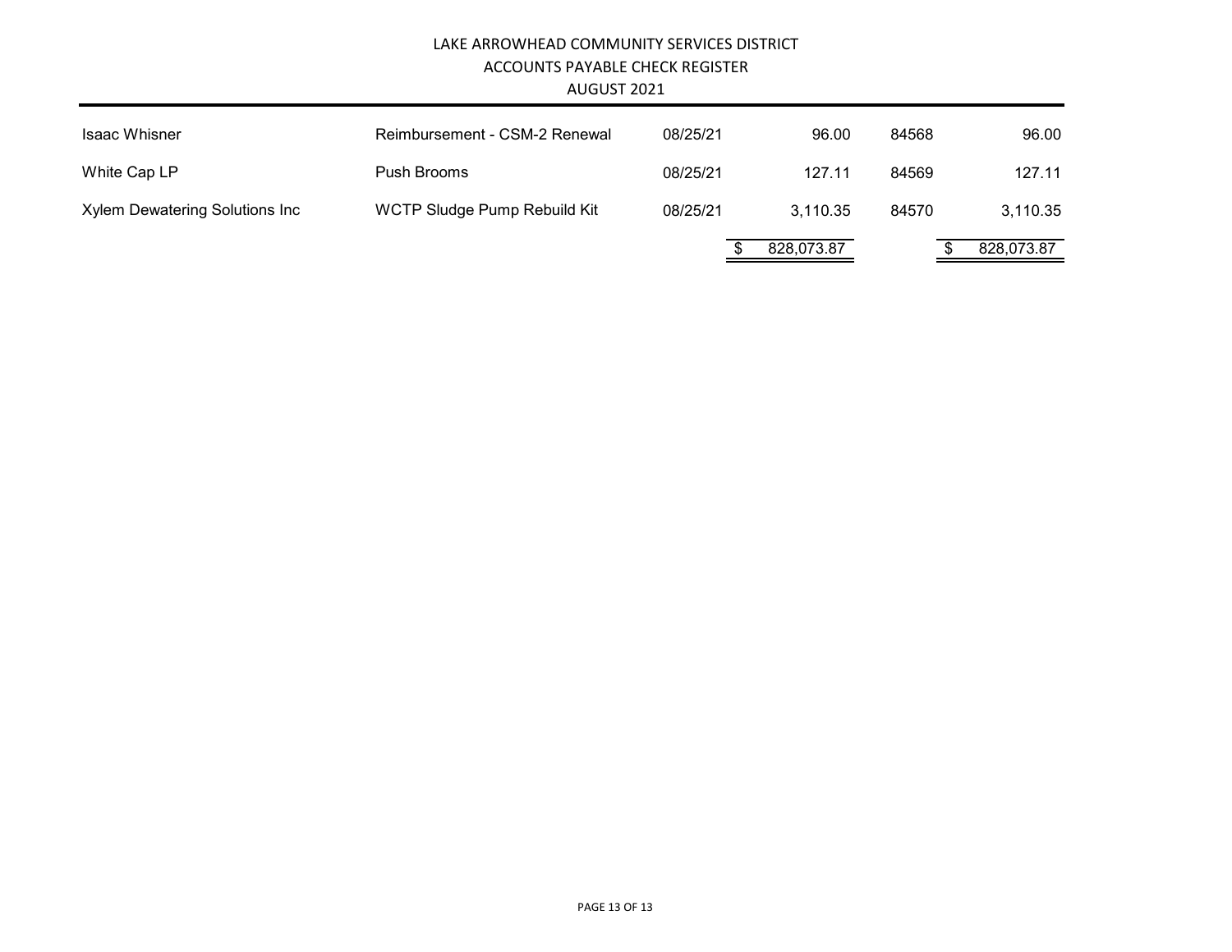LAKE ARROWHEAD COMMUNITY SERVICES DISTRICT
ACCOUNTS PAYABLE CHECK REGISTER
AUGUST 2021

| | | | | | |
|---|---|---|---|---|---|
| Isaac Whisner | Reimbursement - CSM-2 Renewal | 08/25/21 | 96.00 | 84568 | 96.00 |
| White Cap LP | Push Brooms | 08/25/21 | 127.11 | 84569 | 127.11 |
| Xylem Dewatering Solutions Inc | WCTP Sludge Pump Rebuild Kit | 08/25/21 | 3,110.35 | 84570 | 3,110.35 |
| | | | $ 828,073.87 | | $ 828,073.87 |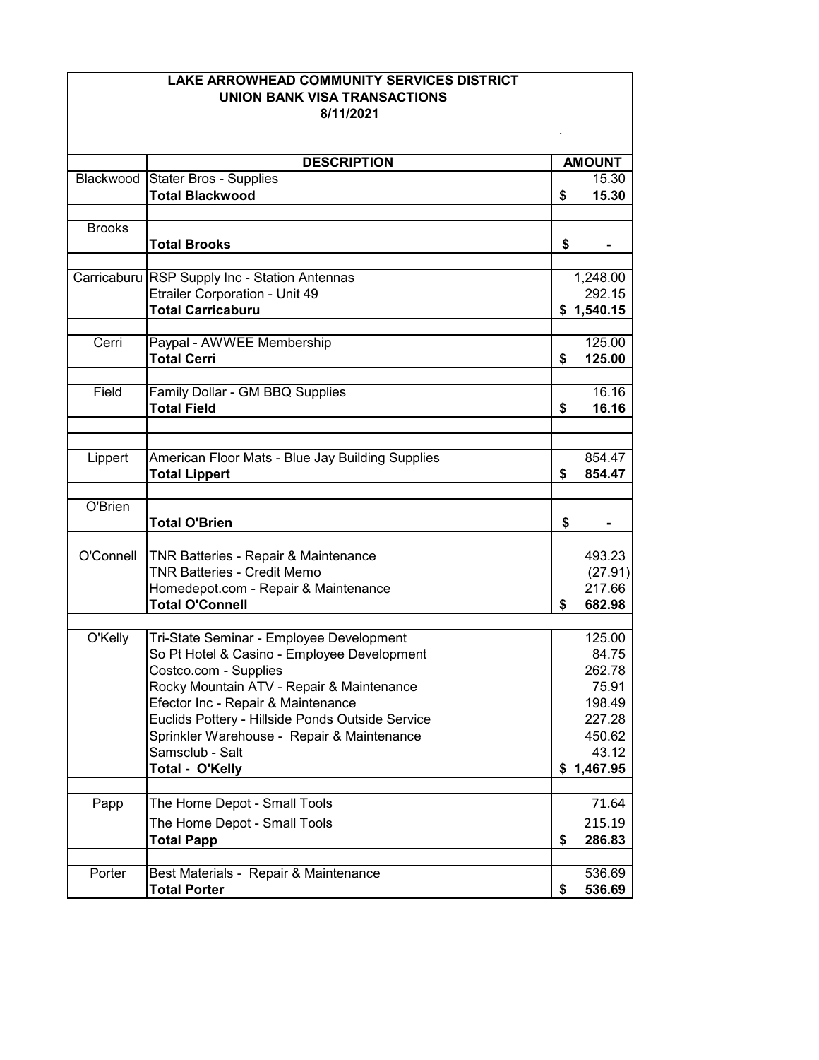**LAKE ARROWHEAD COMMUNITY SERVICES DISTRICT**
**UNION BANK VISA TRANSACTIONS**
**8/11/2021**

| | DESCRIPTION | AMOUNT |
|---|---|---|
| Blackwood | Stater Bros - Supplies | 15.30 |
| | **Total Blackwood** | **$ 15.30** |
| | | |
| Brooks | | |
| | **Total Brooks** | **$ -** |
| | | |
| Carricaburu | RSP Supply Inc - Station Antennas | 1,248.00 |
| | Etrailer Corporation - Unit 49 | 292.15 |
| | **Total Carricaburu** | **$ 1,540.15** |
| | | |
| Cerri | Paypal - AWWEE Membership | 125.00 |
| | **Total Cerri** | **$ 125.00** |
| | | |
| Field | Family Dollar - GM BBQ Supplies | 16.16 |
| | **Total Field** | **$ 16.16** |
| | | |
| | | |
| Lippert | American Floor Mats - Blue Jay Building Supplies | 854.47 |
| | **Total Lippert** | **$ 854.47** |
| | | |
| O'Brien | | |
| | **Total O'Brien** | **$ -** |
| | | |
| O'Connell | TNR Batteries - Repair & Maintenance | 493.23 |
| | TNR Batteries - Credit Memo | (27.91) |
| | Homedepot.com - Repair & Maintenance | 217.66 |
| | **Total O'Connell** | **$ 682.98** |
| | | |
| O'Kelly | Tri-State Seminar - Employee Development | 125.00 |
| | So Pt Hotel & Casino - Employee Development | 84.75 |
| | Costco.com - Supplies | 262.78 |
| | Rocky Mountain ATV - Repair & Maintenance | 75.91 |
| | Efector Inc - Repair & Maintenance | 198.49 |
| | Euclids Pottery - Hillside Ponds Outside Service | 227.28 |
| | Sprinkler Warehouse - Repair & Maintenance | 450.62 |
| | Samsclub - Salt | 43.12 |
| | **Total - O'Kelly** | **$ 1,467.95** |
| | | |
| Papp | The Home Depot - Small Tools | 71.64 |
| | The Home Depot - Small Tools | 215.19 |
| | **Total Papp** | **$ 286.83** |
| | | |
| Porter | Best Materials - Repair & Maintenance | 536.69 |
| | **Total Porter** | **$ 536.69** |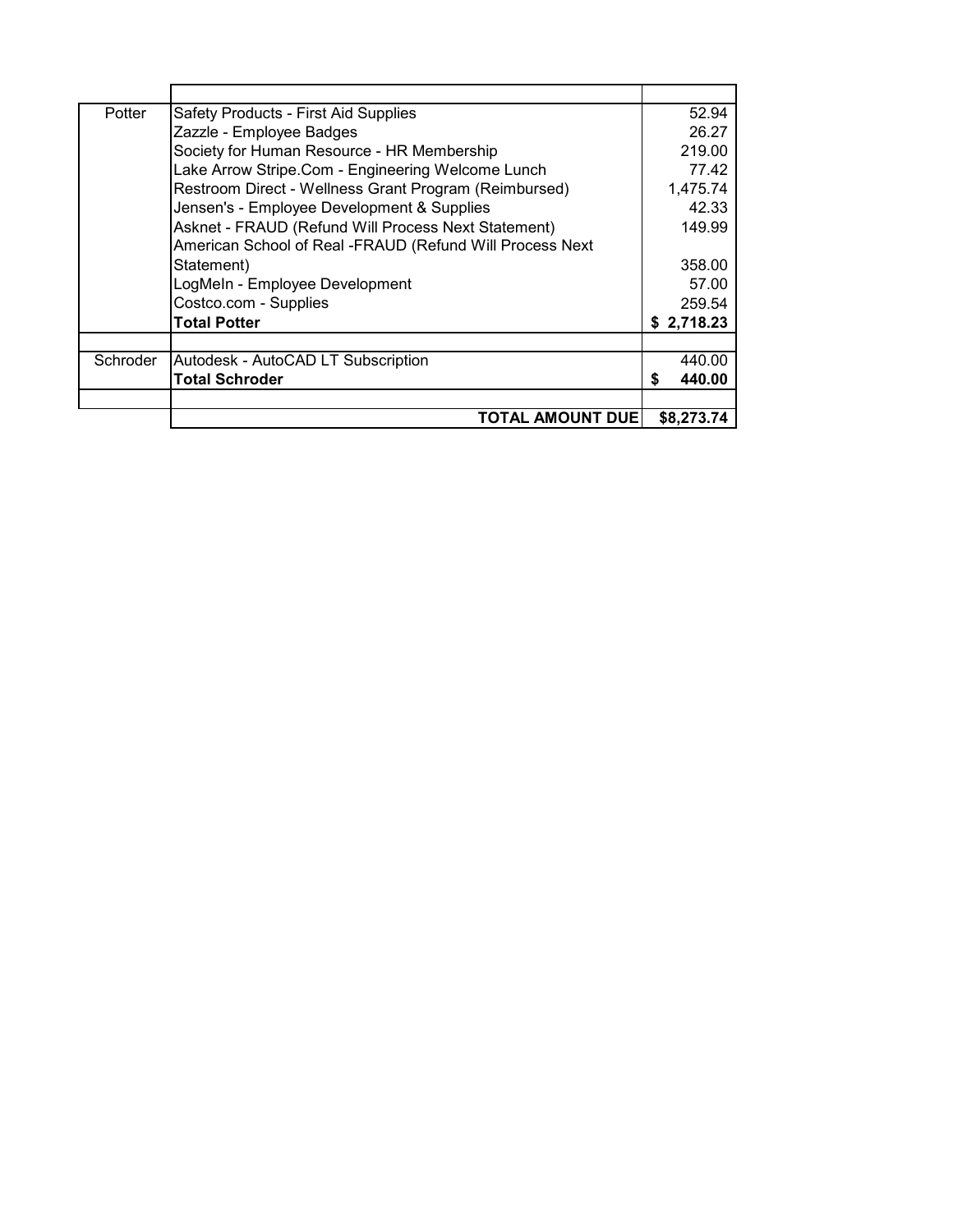| | | |
|---|---|---|
| Potter | Safety Products - First Aid Supplies | 52.94 |
| | Zazzle - Employee Badges | 26.27 |
| | Society for Human Resource - HR Membership | 219.00 |
| | Lake Arrow Stripe.Com - Engineering Welcome Lunch | 77.42 |
| | Restroom Direct - Wellness Grant Program (Reimbursed) | 1,475.74 |
| | Jensen's - Employee Development & Supplies | 42.33 |
| | Asknet - FRAUD (Refund Will Process Next Statement) | 149.99 |
| | American School of Real -FRAUD (Refund Will Process Next Statement) | 358.00 |
| | LogMeIn - Employee Development | 57.00 |
| | Costco.com - Supplies | 259.54 |
| | **Total Potter** | **$ 2,718.23** |
| | | |
| Schroder | Autodesk - AutoCAD LT Subscription | 440.00 |
| | **Total Schroder** | **$ 440.00** |
| | | |
| | **TOTAL AMOUNT DUE** | **$8,273.74** |